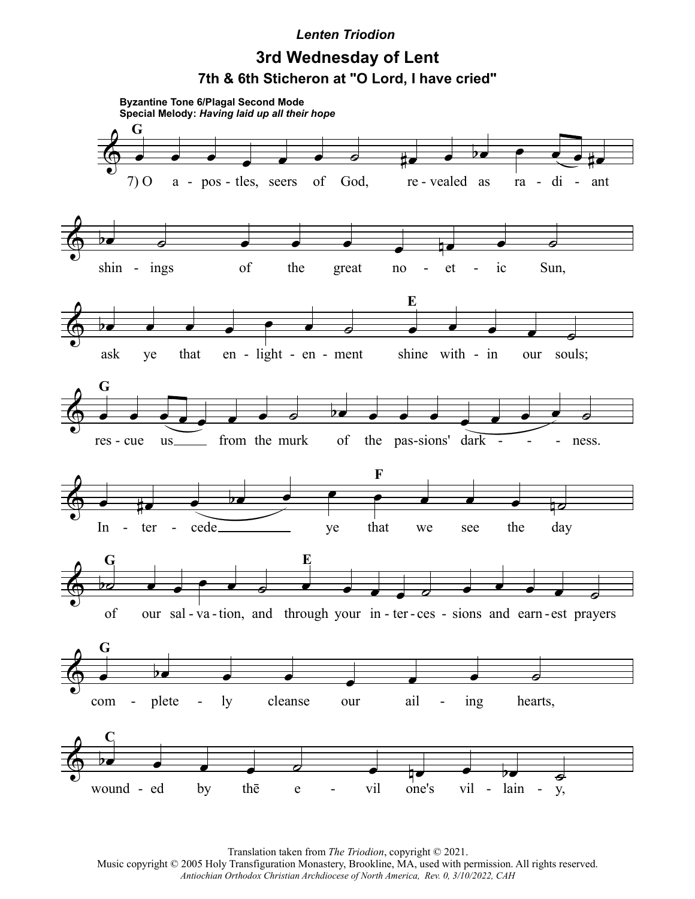*Lenten Triodion*

# 3rd Wednesday of Lent

## 7th & 6th Sticheron at "O Lord, I have cried"

**Byzantine Tone 6/Plagal Second Mode**
**Special Melody:** ***Having laid up all their hope***

**G**
7) O a - pos - tles, seers of God, re - vealed as ra - di - ant

shin - ings of the great no - et - ic Sun,

ask ye that en - light - en - ment **E** shine with - in our souls;

**G**
res - cue us from the murk of the pas-sions' dark - - - - ness.

In - ter - cede ye **F** that we see the day

**G**
of our sal - va - tion, and **E** through your in - ter - ces - sions and earn - est prayers

**G**
com - plete - ly cleanse our ail - ing hearts,

**C**
wound - ed by thē e - vil one's vil - lain - y,

Translation taken from *The Triodion*, copyright © 2021.
Music copyright © 2005 Holy Transfiguration Monastery, Brookline, MA, used with permission. All rights reserved.
*Antiochian Orthodox Christian Archdiocese of North America, Rev. 0, 3/10/2022, CAH*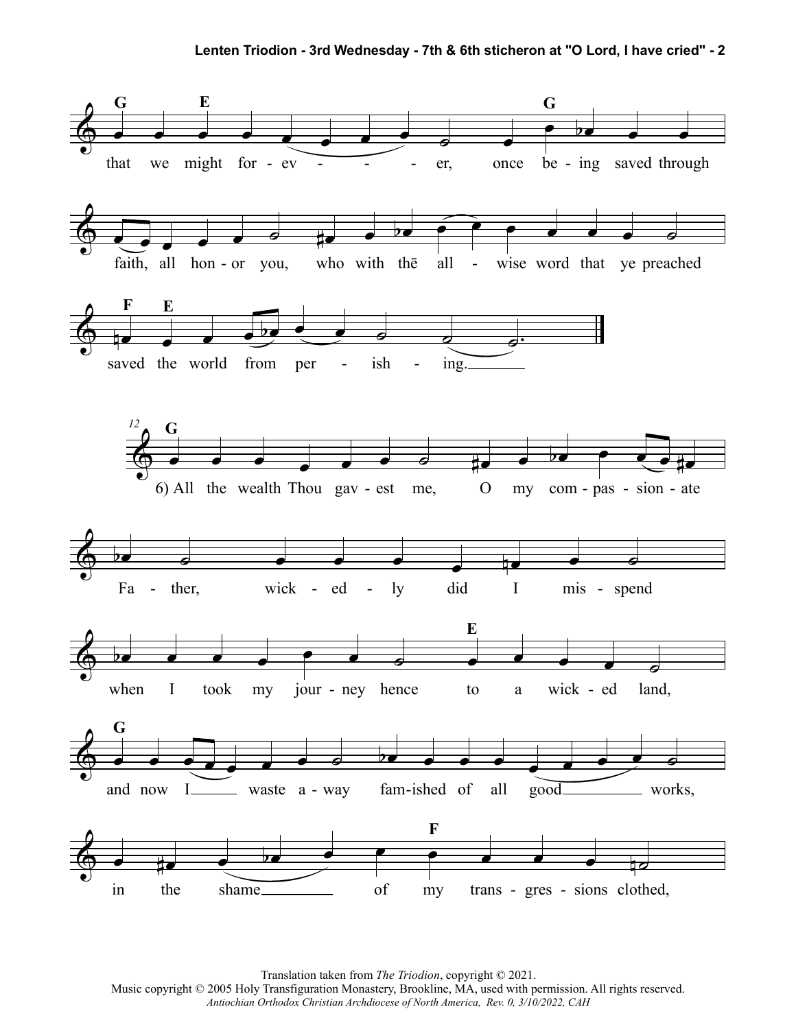that we might for-ev - - - - er, once be-ing saved through

faith, all hon-or you, who with thē all - wise word that ye preached

saved the world from per - ish - ing.

6) All the wealth Thou gav-est me, O my com-pas-sion-ate

Fa - ther, wick - ed - ly did I mis-spend

when I took my jour-ney hence to a wick-ed land,

and now I waste a-way fam-ished of all good works,

in the shame of my trans-gres-sions clothed,

Translation taken from *The Triodion*, copyright © 2021.
Music copyright © 2005 Holy Transfiguration Monastery, Brookline, MA, used with permission. All rights reserved.
*Antiochian Orthodox Christian Archdiocese of North America, Rev. 0, 3/10/2022, CAH*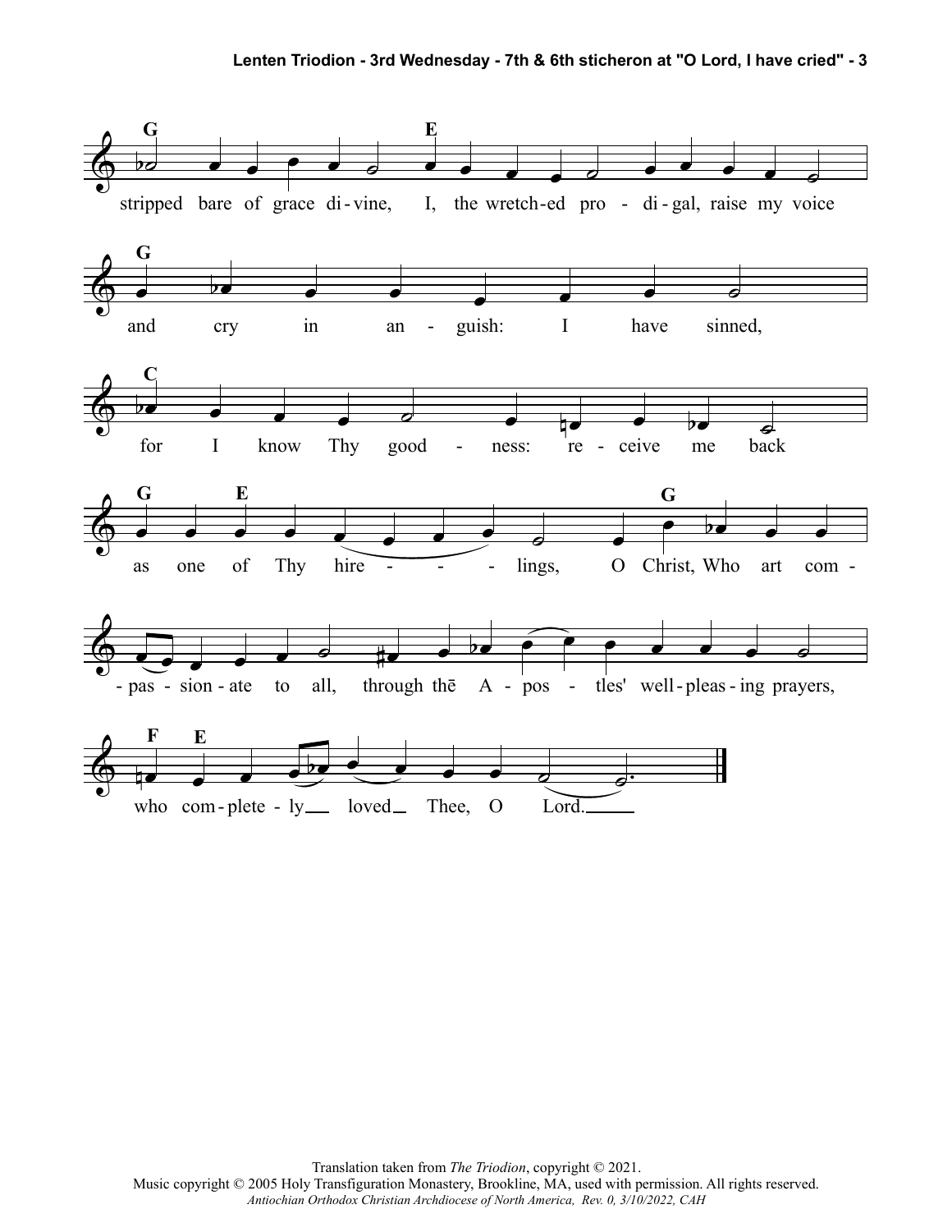G E
stripped bare of grace di-vine, I, the wretch-ed pro - di-gal, raise my voice

G
and cry in an - guish: I have sinned,

C
for I know Thy good - ness: re - ceive me back

G E G
as one of Thy hire - - - lings, O Christ, Who art com -

-pas - sion-ate to all, through thē A - pos - tles' well-pleas-ing prayers,

F E
who com-plete - ly\_\_ loved\_\_ Thee, O Lord.\_\_\_\_\_

Translation taken from *The Triodion*, copyright © 2021.
Music copyright © 2005 Holy Transfiguration Monastery, Brookline, MA, used with permission. All rights reserved.
*Antiochian Orthodox Christian Archdiocese of North America, Rev. 0, 3/10/2022, CAH*